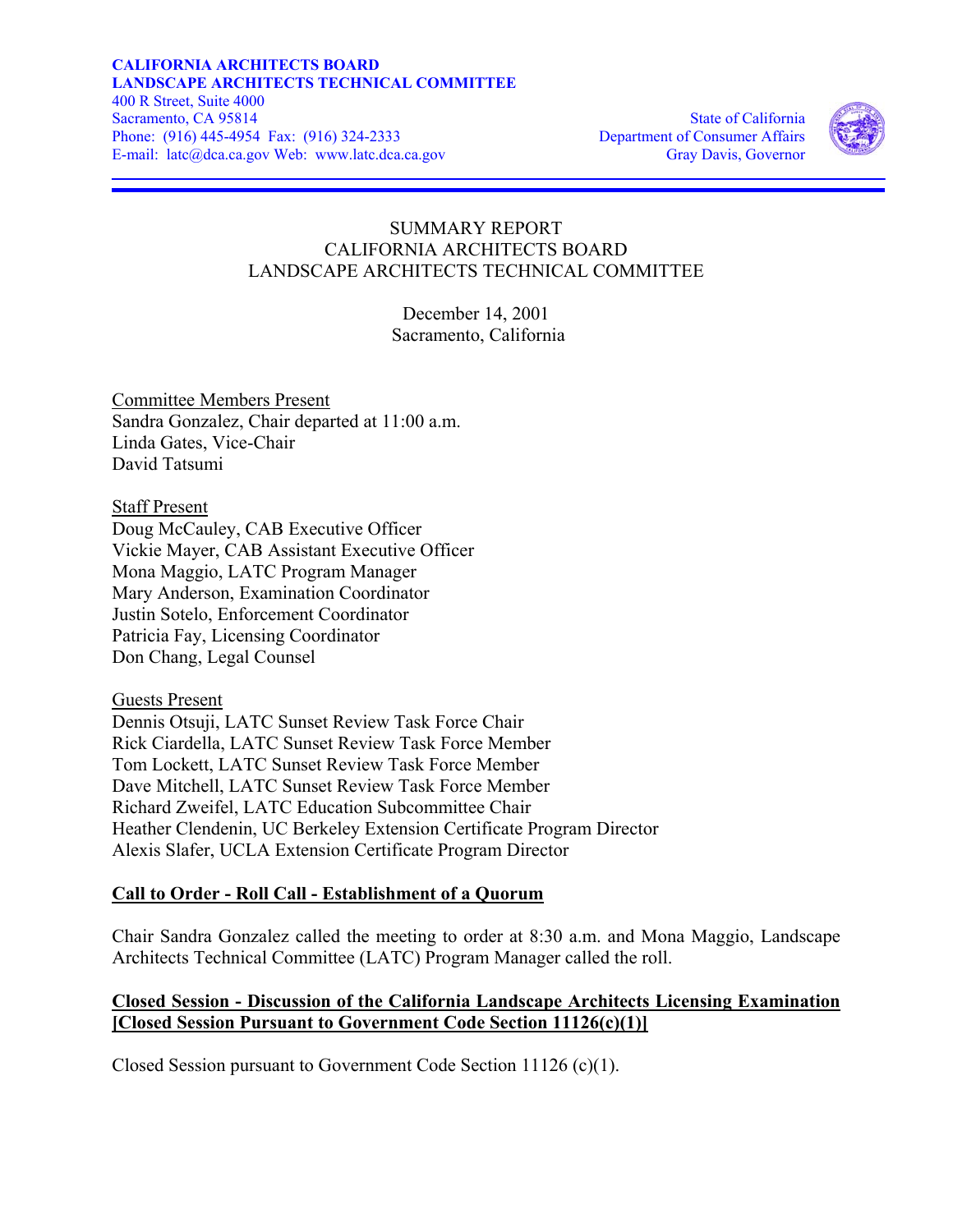**CALIFORNIA ARCHITECTS BOARD**
**LANDSCAPE ARCHITECTS TECHNICAL COMMITTEE**
400 R Street, Suite 4000
Sacramento, CA 95814
Phone: (916) 445-4954 Fax: (916) 324-2333
E-mail: latc@dca.ca.gov Web: www.latc.dca.ca.gov

State of California
Department of Consumer Affairs
Gray Davis, Governor

# SUMMARY REPORT
# CALIFORNIA ARCHITECTS BOARD
# LANDSCAPE ARCHITECTS TECHNICAL COMMITTEE

December 14, 2001
Sacramento, California

Committee Members Present
Sandra Gonzalez, Chair departed at 11:00 a.m.
Linda Gates, Vice-Chair
David Tatsumi

Staff Present
Doug McCauley, CAB Executive Officer
Vickie Mayer, CAB Assistant Executive Officer
Mona Maggio, LATC Program Manager
Mary Anderson, Examination Coordinator
Justin Sotelo, Enforcement Coordinator
Patricia Fay, Licensing Coordinator
Don Chang, Legal Counsel

Guests Present
Dennis Otsuji, LATC Sunset Review Task Force Chair
Rick Ciardella, LATC Sunset Review Task Force Member
Tom Lockett, LATC Sunset Review Task Force Member
Dave Mitchell, LATC Sunset Review Task Force Member
Richard Zweifel, LATC Education Subcommittee Chair
Heather Clendenin, UC Berkeley Extension Certificate Program Director
Alexis Slafer, UCLA Extension Certificate Program Director

## Call to Order - Roll Call - Establishment of a Quorum

Chair Sandra Gonzalez called the meeting to order at 8:30 a.m. and Mona Maggio, Landscape Architects Technical Committee (LATC) Program Manager called the roll.

## Closed Session - Discussion of the California Landscape Architects Licensing Examination [Closed Session Pursuant to Government Code Section 11126(c)(1)]

Closed Session pursuant to Government Code Section 11126 (c)(1).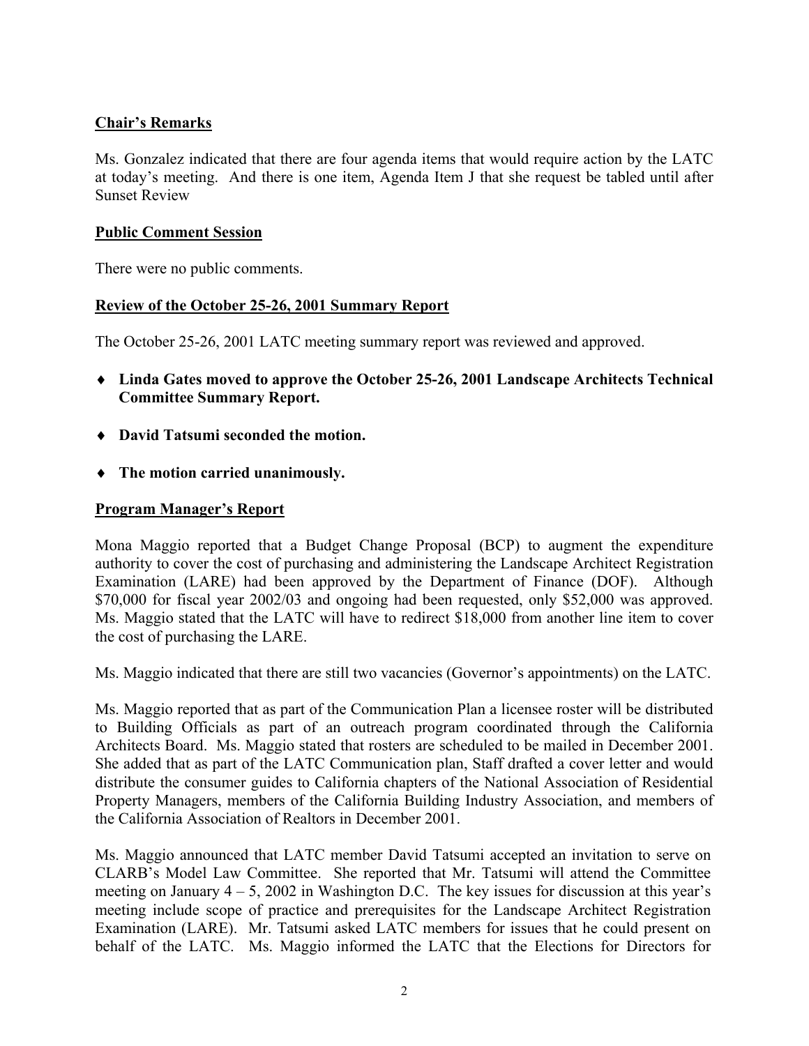## Chair's Remarks

Ms. Gonzalez indicated that there are four agenda items that would require action by the LATC at today's meeting. And there is one item, Agenda Item J that she request be tabled until after Sunset Review

## Public Comment Session

There were no public comments.

## Review of the October 25-26, 2001 Summary Report

The October 25-26, 2001 LATC meeting summary report was reviewed and approved.

- **Linda Gates moved to approve the October 25-26, 2001 Landscape Architects Technical Committee Summary Report.**
- **David Tatsumi seconded the motion.**
- **The motion carried unanimously.**

## Program Manager's Report

Mona Maggio reported that a Budget Change Proposal (BCP) to augment the expenditure authority to cover the cost of purchasing and administering the Landscape Architect Registration Examination (LARE) had been approved by the Department of Finance (DOF). Although $70,000 for fiscal year 2002/03 and ongoing had been requested, only $52,000 was approved. Ms. Maggio stated that the LATC will have to redirect $18,000 from another line item to cover the cost of purchasing the LARE.

Ms. Maggio indicated that there are still two vacancies (Governor's appointments) on the LATC.

Ms. Maggio reported that as part of the Communication Plan a licensee roster will be distributed to Building Officials as part of an outreach program coordinated through the California Architects Board. Ms. Maggio stated that rosters are scheduled to be mailed in December 2001. She added that as part of the LATC Communication plan, Staff drafted a cover letter and would distribute the consumer guides to California chapters of the National Association of Residential Property Managers, members of the California Building Industry Association, and members of the California Association of Realtors in December 2001.

Ms. Maggio announced that LATC member David Tatsumi accepted an invitation to serve on CLARB's Model Law Committee. She reported that Mr. Tatsumi will attend the Committee meeting on January 4 – 5, 2002 in Washington D.C. The key issues for discussion at this year's meeting include scope of practice and prerequisites for the Landscape Architect Registration Examination (LARE). Mr. Tatsumi asked LATC members for issues that he could present on behalf of the LATC. Ms. Maggio informed the LATC that the Elections for Directors for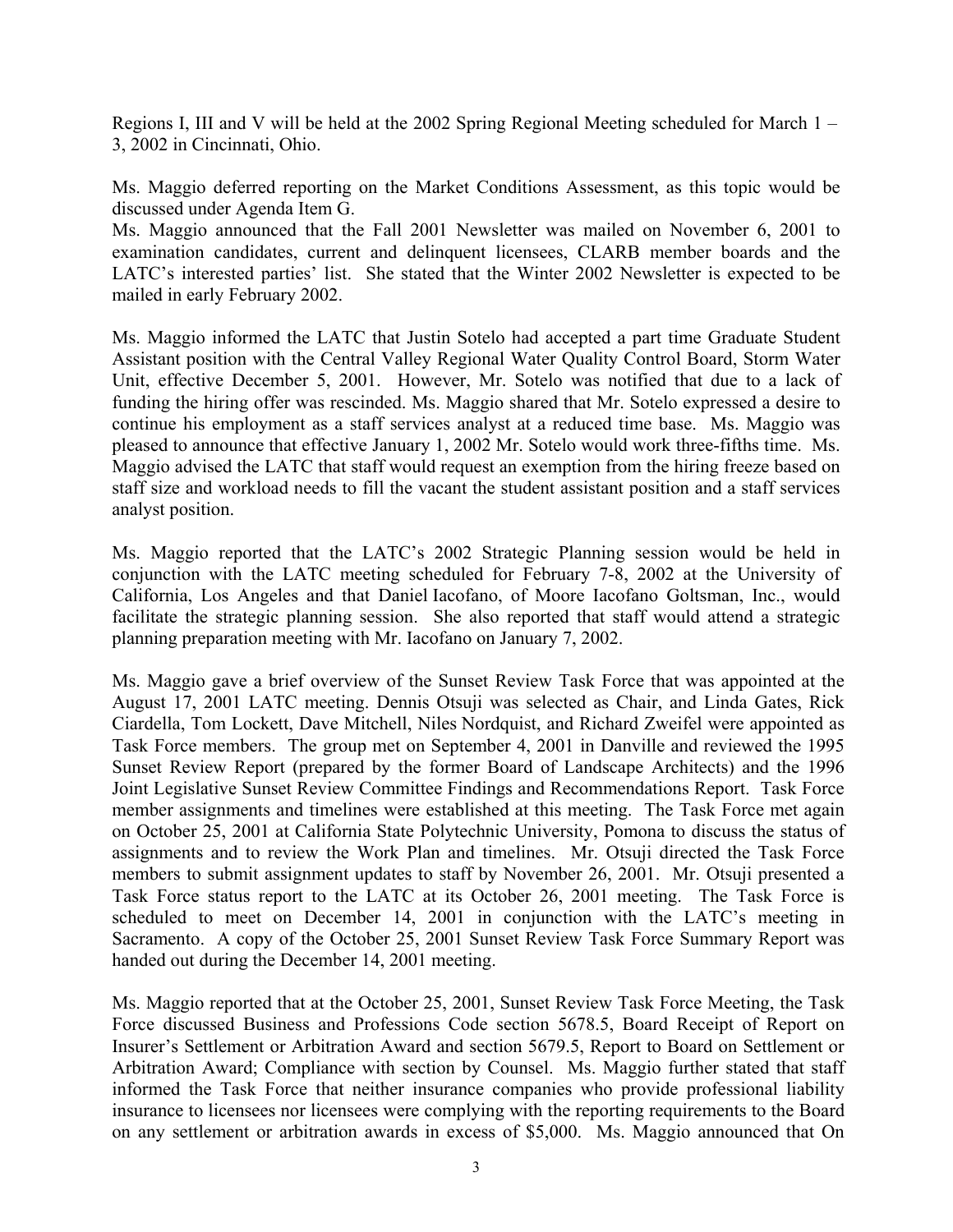Regions I, III and V will be held at the 2002 Spring Regional Meeting scheduled for March 1 – 3, 2002 in Cincinnati, Ohio.

Ms. Maggio deferred reporting on the Market Conditions Assessment, as this topic would be discussed under Agenda Item G.

Ms. Maggio announced that the Fall 2001 Newsletter was mailed on November 6, 2001 to examination candidates, current and delinquent licensees, CLARB member boards and the LATC's interested parties' list. She stated that the Winter 2002 Newsletter is expected to be mailed in early February 2002.

Ms. Maggio informed the LATC that Justin Sotelo had accepted a part time Graduate Student Assistant position with the Central Valley Regional Water Quality Control Board, Storm Water Unit, effective December 5, 2001. However, Mr. Sotelo was notified that due to a lack of funding the hiring offer was rescinded. Ms. Maggio shared that Mr. Sotelo expressed a desire to continue his employment as a staff services analyst at a reduced time base. Ms. Maggio was pleased to announce that effective January 1, 2002 Mr. Sotelo would work three-fifths time. Ms. Maggio advised the LATC that staff would request an exemption from the hiring freeze based on staff size and workload needs to fill the vacant the student assistant position and a staff services analyst position.

Ms. Maggio reported that the LATC's 2002 Strategic Planning session would be held in conjunction with the LATC meeting scheduled for February 7-8, 2002 at the University of California, Los Angeles and that Daniel Iacofano, of Moore Iacofano Goltsman, Inc., would facilitate the strategic planning session. She also reported that staff would attend a strategic planning preparation meeting with Mr. Iacofano on January 7, 2002.

Ms. Maggio gave a brief overview of the Sunset Review Task Force that was appointed at the August 17, 2001 LATC meeting. Dennis Otsuji was selected as Chair, and Linda Gates, Rick Ciardella, Tom Lockett, Dave Mitchell, Niles Nordquist, and Richard Zweifel were appointed as Task Force members. The group met on September 4, 2001 in Danville and reviewed the 1995 Sunset Review Report (prepared by the former Board of Landscape Architects) and the 1996 Joint Legislative Sunset Review Committee Findings and Recommendations Report. Task Force member assignments and timelines were established at this meeting. The Task Force met again on October 25, 2001 at California State Polytechnic University, Pomona to discuss the status of assignments and to review the Work Plan and timelines. Mr. Otsuji directed the Task Force members to submit assignment updates to staff by November 26, 2001. Mr. Otsuji presented a Task Force status report to the LATC at its October 26, 2001 meeting. The Task Force is scheduled to meet on December 14, 2001 in conjunction with the LATC's meeting in Sacramento. A copy of the October 25, 2001 Sunset Review Task Force Summary Report was handed out during the December 14, 2001 meeting.

Ms. Maggio reported that at the October 25, 2001, Sunset Review Task Force Meeting, the Task Force discussed Business and Professions Code section 5678.5, Board Receipt of Report on Insurer's Settlement or Arbitration Award and section 5679.5, Report to Board on Settlement or Arbitration Award; Compliance with section by Counsel. Ms. Maggio further stated that staff informed the Task Force that neither insurance companies who provide professional liability insurance to licensees nor licensees were complying with the reporting requirements to the Board on any settlement or arbitration awards in excess of $5,000. Ms. Maggio announced that On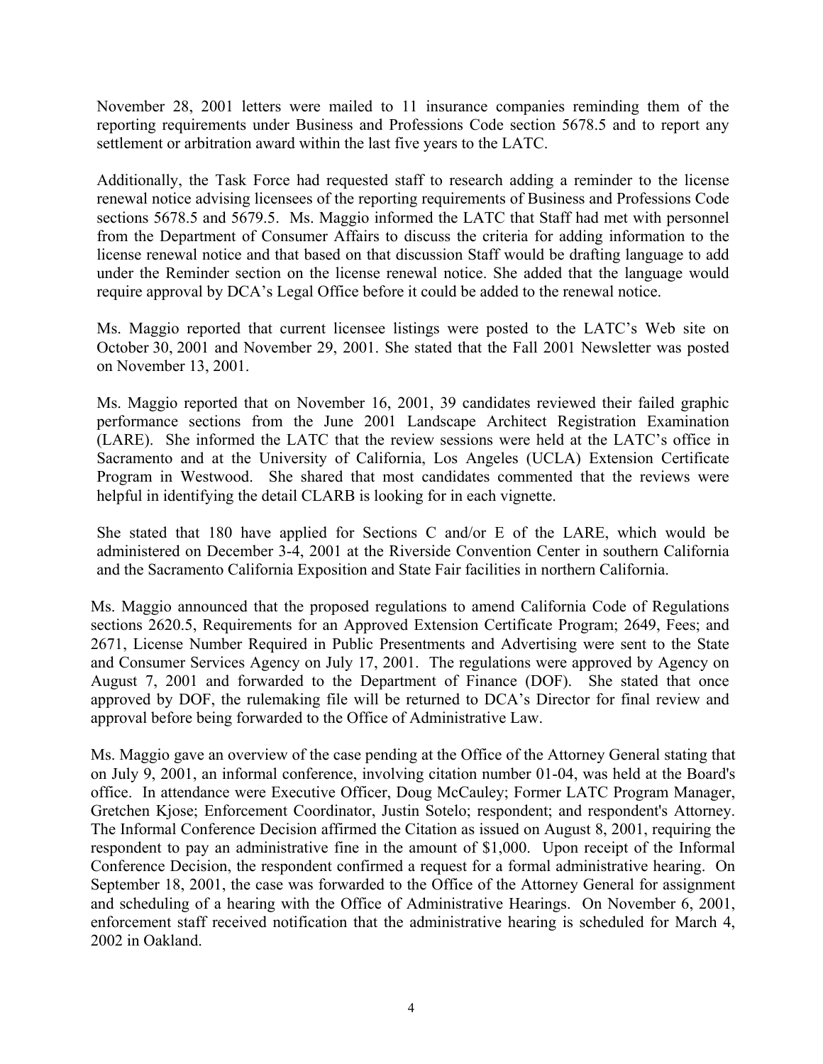November 28, 2001 letters were mailed to 11 insurance companies reminding them of the reporting requirements under Business and Professions Code section 5678.5 and to report any settlement or arbitration award within the last five years to the LATC.

Additionally, the Task Force had requested staff to research adding a reminder to the license renewal notice advising licensees of the reporting requirements of Business and Professions Code sections 5678.5 and 5679.5. Ms. Maggio informed the LATC that Staff had met with personnel from the Department of Consumer Affairs to discuss the criteria for adding information to the license renewal notice and that based on that discussion Staff would be drafting language to add under the Reminder section on the license renewal notice. She added that the language would require approval by DCA's Legal Office before it could be added to the renewal notice.

Ms. Maggio reported that current licensee listings were posted to the LATC's Web site on October 30, 2001 and November 29, 2001. She stated that the Fall 2001 Newsletter was posted on November 13, 2001.

Ms. Maggio reported that on November 16, 2001, 39 candidates reviewed their failed graphic performance sections from the June 2001 Landscape Architect Registration Examination (LARE). She informed the LATC that the review sessions were held at the LATC's office in Sacramento and at the University of California, Los Angeles (UCLA) Extension Certificate Program in Westwood. She shared that most candidates commented that the reviews were helpful in identifying the detail CLARB is looking for in each vignette.

She stated that 180 have applied for Sections C and/or E of the LARE, which would be administered on December 3-4, 2001 at the Riverside Convention Center in southern California and the Sacramento California Exposition and State Fair facilities in northern California.

Ms. Maggio announced that the proposed regulations to amend California Code of Regulations sections 2620.5, Requirements for an Approved Extension Certificate Program; 2649, Fees; and 2671, License Number Required in Public Presentments and Advertising were sent to the State and Consumer Services Agency on July 17, 2001. The regulations were approved by Agency on August 7, 2001 and forwarded to the Department of Finance (DOF). She stated that once approved by DOF, the rulemaking file will be returned to DCA's Director for final review and approval before being forwarded to the Office of Administrative Law.

Ms. Maggio gave an overview of the case pending at the Office of the Attorney General stating that on July 9, 2001, an informal conference, involving citation number 01-04, was held at the Board's office. In attendance were Executive Officer, Doug McCauley; Former LATC Program Manager, Gretchen Kjose; Enforcement Coordinator, Justin Sotelo; respondent; and respondent's Attorney. The Informal Conference Decision affirmed the Citation as issued on August 8, 2001, requiring the respondent to pay an administrative fine in the amount of $1,000. Upon receipt of the Informal Conference Decision, the respondent confirmed a request for a formal administrative hearing. On September 18, 2001, the case was forwarded to the Office of the Attorney General for assignment and scheduling of a hearing with the Office of Administrative Hearings. On November 6, 2001, enforcement staff received notification that the administrative hearing is scheduled for March 4, 2002 in Oakland.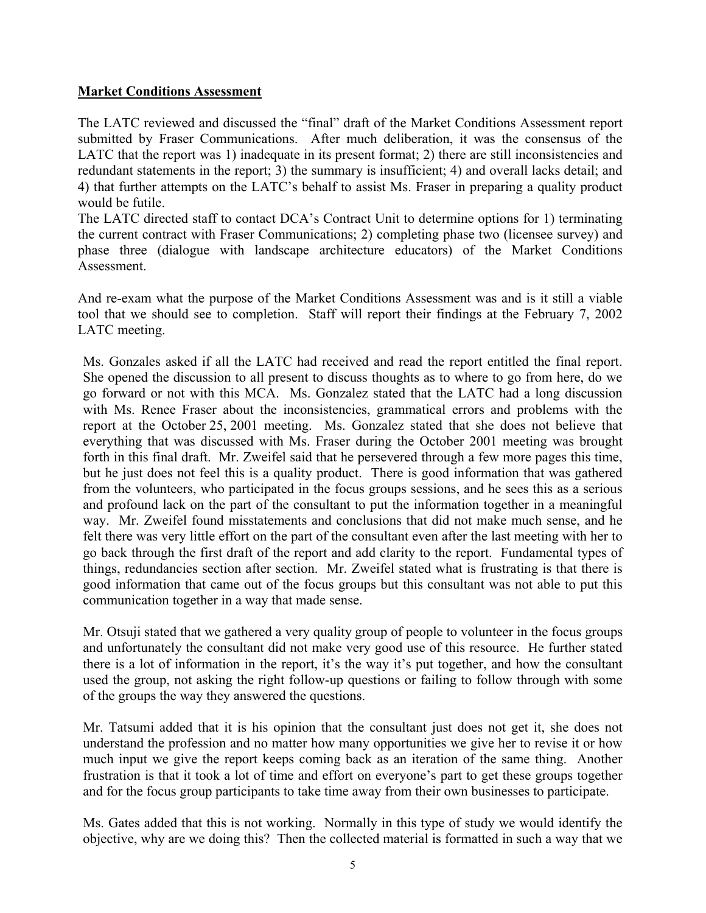**Market Conditions Assessment**

The LATC reviewed and discussed the "final" draft of the Market Conditions Assessment report submitted by Fraser Communications. After much deliberation, it was the consensus of the LATC that the report was 1) inadequate in its present format; 2) there are still inconsistencies and redundant statements in the report; 3) the summary is insufficient; 4) and overall lacks detail; and 4) that further attempts on the LATC's behalf to assist Ms. Fraser in preparing a quality product would be futile.
The LATC directed staff to contact DCA's Contract Unit to determine options for 1) terminating the current contract with Fraser Communications; 2) completing phase two (licensee survey) and phase three (dialogue with landscape architecture educators) of the Market Conditions Assessment.

And re-exam what the purpose of the Market Conditions Assessment was and is it still a viable tool that we should see to completion. Staff will report their findings at the February 7, 2002 LATC meeting.

Ms. Gonzales asked if all the LATC had received and read the report entitled the final report. She opened the discussion to all present to discuss thoughts as to where to go from here, do we go forward or not with this MCA. Ms. Gonzalez stated that the LATC had a long discussion with Ms. Renee Fraser about the inconsistencies, grammatical errors and problems with the report at the October 25, 2001 meeting. Ms. Gonzalez stated that she does not believe that everything that was discussed with Ms. Fraser during the October 2001 meeting was brought forth in this final draft. Mr. Zweifel said that he persevered through a few more pages this time, but he just does not feel this is a quality product. There is good information that was gathered from the volunteers, who participated in the focus groups sessions, and he sees this as a serious and profound lack on the part of the consultant to put the information together in a meaningful way. Mr. Zweifel found misstatements and conclusions that did not make much sense, and he felt there was very little effort on the part of the consultant even after the last meeting with her to go back through the first draft of the report and add clarity to the report. Fundamental types of things, redundancies section after section. Mr. Zweifel stated what is frustrating is that there is good information that came out of the focus groups but this consultant was not able to put this communication together in a way that made sense.

Mr. Otsuji stated that we gathered a very quality group of people to volunteer in the focus groups and unfortunately the consultant did not make very good use of this resource. He further stated there is a lot of information in the report, it's the way it's put together, and how the consultant used the group, not asking the right follow-up questions or failing to follow through with some of the groups the way they answered the questions.

Mr. Tatsumi added that it is his opinion that the consultant just does not get it, she does not understand the profession and no matter how many opportunities we give her to revise it or how much input we give the report keeps coming back as an iteration of the same thing. Another frustration is that it took a lot of time and effort on everyone's part to get these groups together and for the focus group participants to take time away from their own businesses to participate.

Ms. Gates added that this is not working. Normally in this type of study we would identify the objective, why are we doing this? Then the collected material is formatted in such a way that we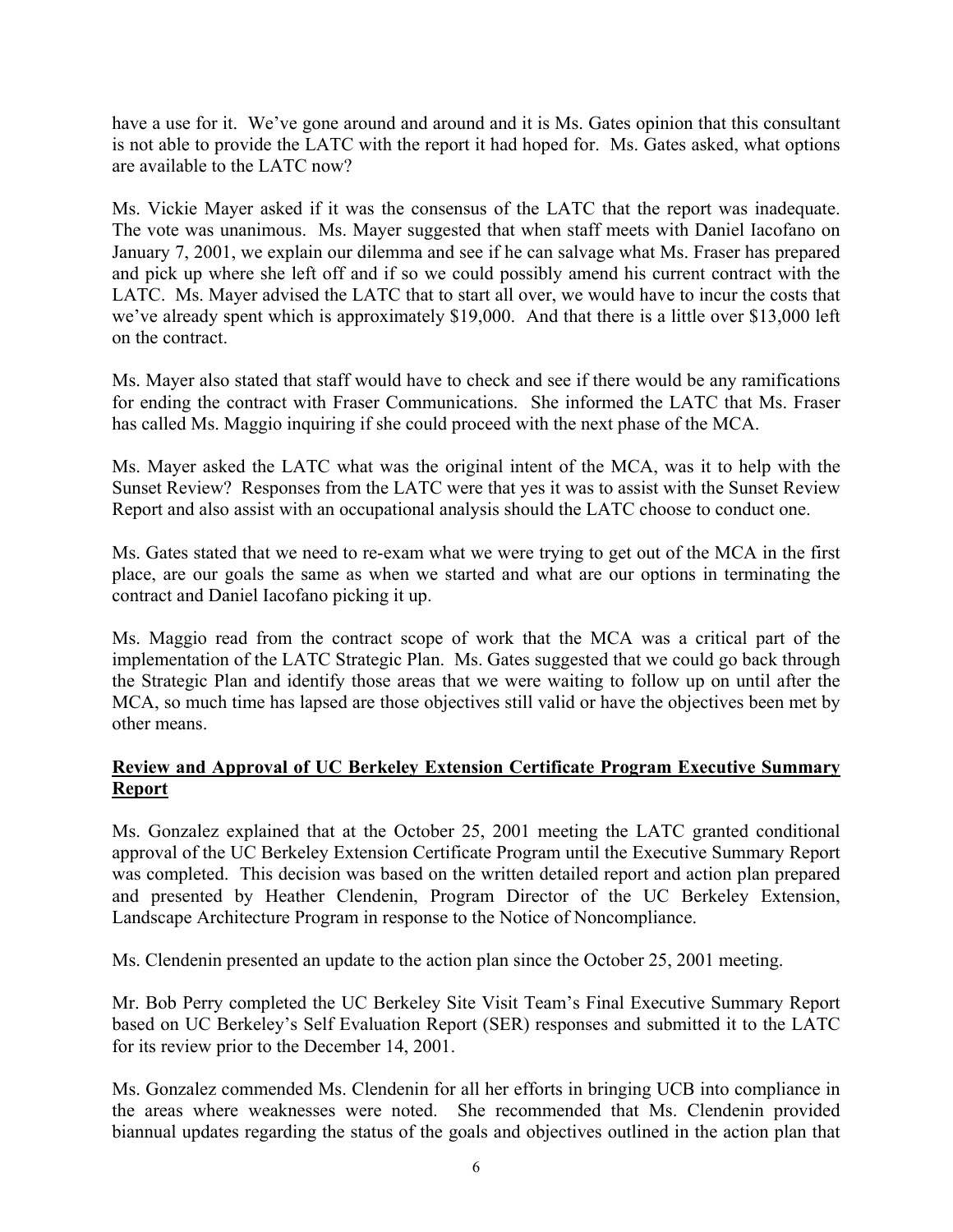have a use for it. We've gone around and around and it is Ms. Gates opinion that this consultant is not able to provide the LATC with the report it had hoped for. Ms. Gates asked, what options are available to the LATC now?

Ms. Vickie Mayer asked if it was the consensus of the LATC that the report was inadequate. The vote was unanimous. Ms. Mayer suggested that when staff meets with Daniel Iacofano on January 7, 2001, we explain our dilemma and see if he can salvage what Ms. Fraser has prepared and pick up where she left off and if so we could possibly amend his current contract with the LATC. Ms. Mayer advised the LATC that to start all over, we would have to incur the costs that we've already spent which is approximately $19,000. And that there is a little over $13,000 left on the contract.

Ms. Mayer also stated that staff would have to check and see if there would be any ramifications for ending the contract with Fraser Communications. She informed the LATC that Ms. Fraser has called Ms. Maggio inquiring if she could proceed with the next phase of the MCA.

Ms. Mayer asked the LATC what was the original intent of the MCA, was it to help with the Sunset Review? Responses from the LATC were that yes it was to assist with the Sunset Review Report and also assist with an occupational analysis should the LATC choose to conduct one.

Ms. Gates stated that we need to re-exam what we were trying to get out of the MCA in the first place, are our goals the same as when we started and what are our options in terminating the contract and Daniel Iacofano picking it up.

Ms. Maggio read from the contract scope of work that the MCA was a critical part of the implementation of the LATC Strategic Plan. Ms. Gates suggested that we could go back through the Strategic Plan and identify those areas that we were waiting to follow up on until after the MCA, so much time has lapsed are those objectives still valid or have the objectives been met by other means.

**Review and Approval of UC Berkeley Extension Certificate Program Executive Summary Report**

Ms. Gonzalez explained that at the October 25, 2001 meeting the LATC granted conditional approval of the UC Berkeley Extension Certificate Program until the Executive Summary Report was completed. This decision was based on the written detailed report and action plan prepared and presented by Heather Clendenin, Program Director of the UC Berkeley Extension, Landscape Architecture Program in response to the Notice of Noncompliance.

Ms. Clendenin presented an update to the action plan since the October 25, 2001 meeting.

Mr. Bob Perry completed the UC Berkeley Site Visit Team's Final Executive Summary Report based on UC Berkeley's Self Evaluation Report (SER) responses and submitted it to the LATC for its review prior to the December 14, 2001.

Ms. Gonzalez commended Ms. Clendenin for all her efforts in bringing UCB into compliance in the areas where weaknesses were noted. She recommended that Ms. Clendenin provided biannual updates regarding the status of the goals and objectives outlined in the action plan that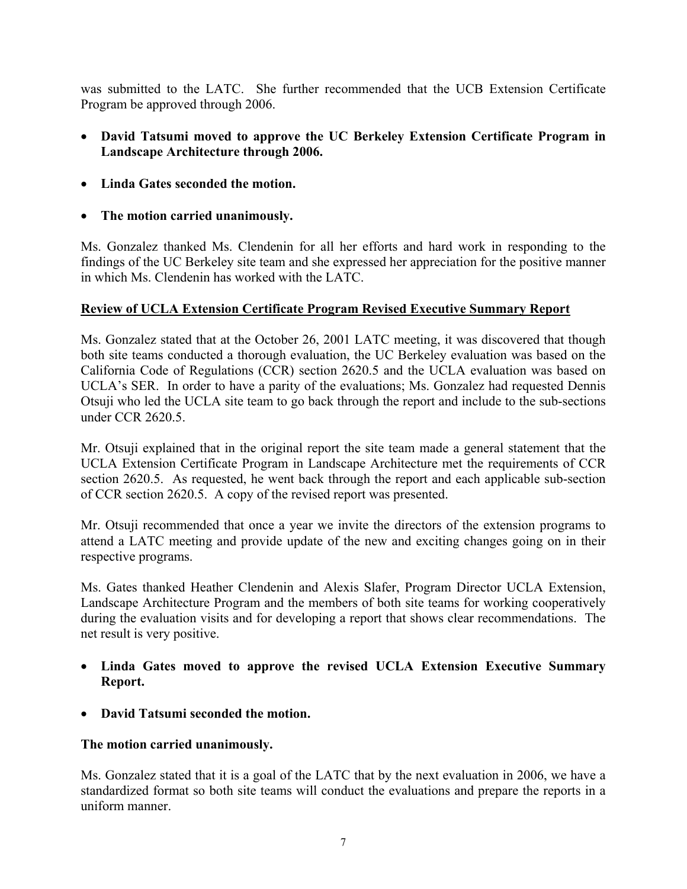was submitted to the LATC. She further recommended that the UCB Extension Certificate Program be approved through 2006.

- **David Tatsumi moved to approve the UC Berkeley Extension Certificate Program in Landscape Architecture through 2006.**
- **Linda Gates seconded the motion.**
- **The motion carried unanimously.**

Ms. Gonzalez thanked Ms. Clendenin for all her efforts and hard work in responding to the findings of the UC Berkeley site team and she expressed her appreciation for the positive manner in which Ms. Clendenin has worked with the LATC.

**Review of UCLA Extension Certificate Program Revised Executive Summary Report**

Ms. Gonzalez stated that at the October 26, 2001 LATC meeting, it was discovered that though both site teams conducted a thorough evaluation, the UC Berkeley evaluation was based on the California Code of Regulations (CCR) section 2620.5 and the UCLA evaluation was based on UCLA's SER. In order to have a parity of the evaluations; Ms. Gonzalez had requested Dennis Otsuji who led the UCLA site team to go back through the report and include to the sub-sections under CCR 2620.5.

Mr. Otsuji explained that in the original report the site team made a general statement that the UCLA Extension Certificate Program in Landscape Architecture met the requirements of CCR section 2620.5. As requested, he went back through the report and each applicable sub-section of CCR section 2620.5. A copy of the revised report was presented.

Mr. Otsuji recommended that once a year we invite the directors of the extension programs to attend a LATC meeting and provide update of the new and exciting changes going on in their respective programs.

Ms. Gates thanked Heather Clendenin and Alexis Slafer, Program Director UCLA Extension, Landscape Architecture Program and the members of both site teams for working cooperatively during the evaluation visits and for developing a report that shows clear recommendations. The net result is very positive.

- **Linda Gates moved to approve the revised UCLA Extension Executive Summary Report.**
- **David Tatsumi seconded the motion.**

**The motion carried unanimously.**

Ms. Gonzalez stated that it is a goal of the LATC that by the next evaluation in 2006, we have a standardized format so both site teams will conduct the evaluations and prepare the reports in a uniform manner.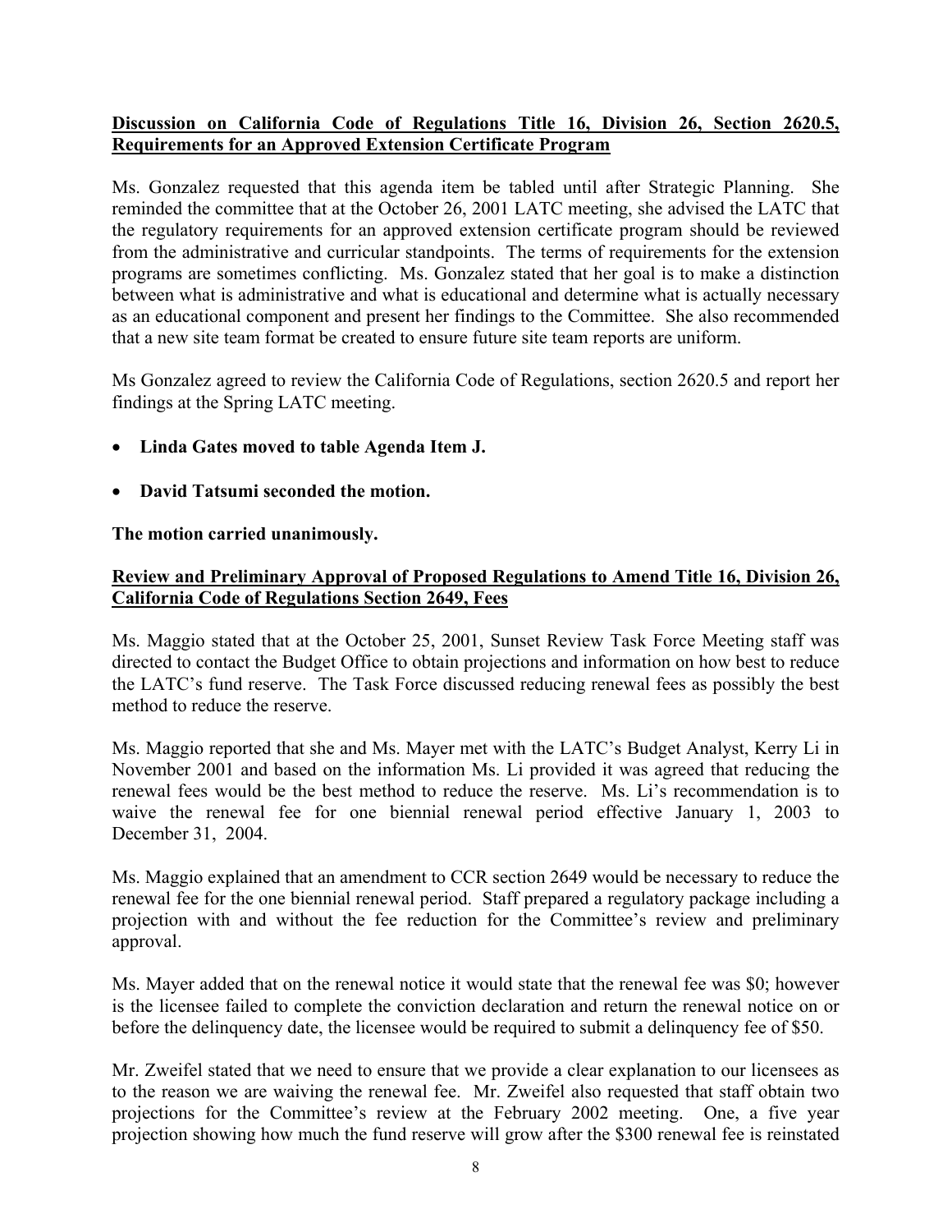**Discussion on California Code of Regulations Title 16, Division 26, Section 2620.5, Requirements for an Approved Extension Certificate Program**

Ms. Gonzalez requested that this agenda item be tabled until after Strategic Planning. She reminded the committee that at the October 26, 2001 LATC meeting, she advised the LATC that the regulatory requirements for an approved extension certificate program should be reviewed from the administrative and curricular standpoints. The terms of requirements for the extension programs are sometimes conflicting. Ms. Gonzalez stated that her goal is to make a distinction between what is administrative and what is educational and determine what is actually necessary as an educational component and present her findings to the Committee. She also recommended that a new site team format be created to ensure future site team reports are uniform.

Ms Gonzalez agreed to review the California Code of Regulations, section 2620.5 and report her findings at the Spring LATC meeting.

- **Linda Gates moved to table Agenda Item J.**
- **David Tatsumi seconded the motion.**

**The motion carried unanimously.**

**Review and Preliminary Approval of Proposed Regulations to Amend Title 16, Division 26, California Code of Regulations Section 2649, Fees**

Ms. Maggio stated that at the October 25, 2001, Sunset Review Task Force Meeting staff was directed to contact the Budget Office to obtain projections and information on how best to reduce the LATC's fund reserve. The Task Force discussed reducing renewal fees as possibly the best method to reduce the reserve.

Ms. Maggio reported that she and Ms. Mayer met with the LATC's Budget Analyst, Kerry Li in November 2001 and based on the information Ms. Li provided it was agreed that reducing the renewal fees would be the best method to reduce the reserve. Ms. Li's recommendation is to waive the renewal fee for one biennial renewal period effective January 1, 2003 to December 31, 2004.

Ms. Maggio explained that an amendment to CCR section 2649 would be necessary to reduce the renewal fee for the one biennial renewal period. Staff prepared a regulatory package including a projection with and without the fee reduction for the Committee's review and preliminary approval.

Ms. Mayer added that on the renewal notice it would state that the renewal fee was $0; however is the licensee failed to complete the conviction declaration and return the renewal notice on or before the delinquency date, the licensee would be required to submit a delinquency fee of $50.

Mr. Zweifel stated that we need to ensure that we provide a clear explanation to our licensees as to the reason we are waiving the renewal fee. Mr. Zweifel also requested that staff obtain two projections for the Committee's review at the February 2002 meeting. One, a five year projection showing how much the fund reserve will grow after the $300 renewal fee is reinstated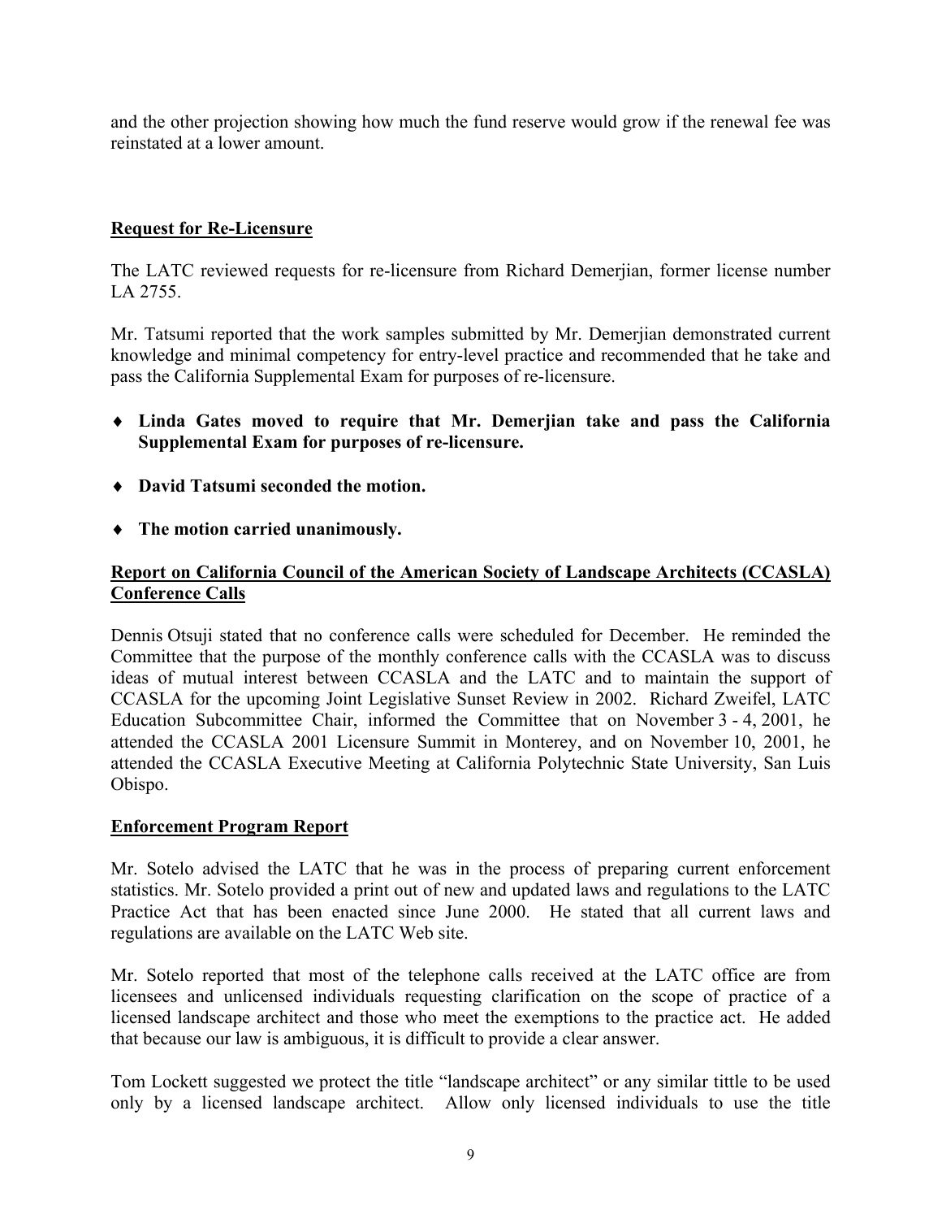and the other projection showing how much the fund reserve would grow if the renewal fee was reinstated at a lower amount.

## Request for Re-Licensure

The LATC reviewed requests for re-licensure from Richard Demerjian, former license number LA 2755.

Mr. Tatsumi reported that the work samples submitted by Mr. Demerjian demonstrated current knowledge and minimal competency for entry-level practice and recommended that he take and pass the California Supplemental Exam for purposes of re-licensure.

- **Linda Gates moved to require that Mr. Demerjian take and pass the California Supplemental Exam for purposes of re-licensure.**
- **David Tatsumi seconded the motion.**
- **The motion carried unanimously.**

## Report on California Council of the American Society of Landscape Architects (CCASLA) Conference Calls

Dennis Otsuji stated that no conference calls were scheduled for December. He reminded the Committee that the purpose of the monthly conference calls with the CCASLA was to discuss ideas of mutual interest between CCASLA and the LATC and to maintain the support of CCASLA for the upcoming Joint Legislative Sunset Review in 2002. Richard Zweifel, LATC Education Subcommittee Chair, informed the Committee that on November 3 - 4, 2001, he attended the CCASLA 2001 Licensure Summit in Monterey, and on November 10, 2001, he attended the CCASLA Executive Meeting at California Polytechnic State University, San Luis Obispo.

## Enforcement Program Report

Mr. Sotelo advised the LATC that he was in the process of preparing current enforcement statistics. Mr. Sotelo provided a print out of new and updated laws and regulations to the LATC Practice Act that has been enacted since June 2000. He stated that all current laws and regulations are available on the LATC Web site.

Mr. Sotelo reported that most of the telephone calls received at the LATC office are from licensees and unlicensed individuals requesting clarification on the scope of practice of a licensed landscape architect and those who meet the exemptions to the practice act. He added that because our law is ambiguous, it is difficult to provide a clear answer.

Tom Lockett suggested we protect the title "landscape architect" or any similar tittle to be used only by a licensed landscape architect. Allow only licensed individuals to use the title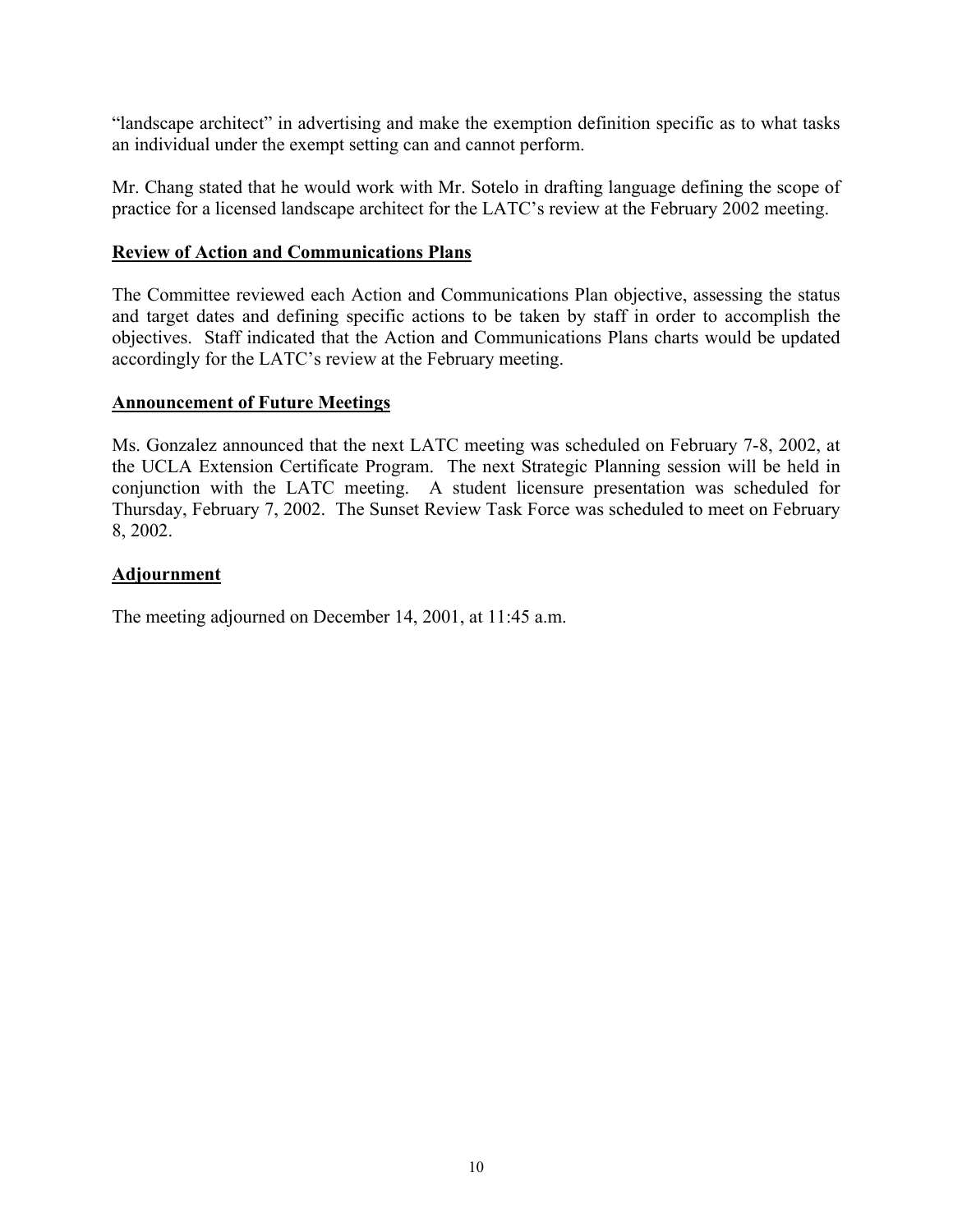"landscape architect" in advertising and make the exemption definition specific as to what tasks an individual under the exempt setting can and cannot perform.

Mr. Chang stated that he would work with Mr. Sotelo in drafting language defining the scope of practice for a licensed landscape architect for the LATC's review at the February 2002 meeting.

## Review of Action and Communications Plans

The Committee reviewed each Action and Communications Plan objective, assessing the status and target dates and defining specific actions to be taken by staff in order to accomplish the objectives. Staff indicated that the Action and Communications Plans charts would be updated accordingly for the LATC's review at the February meeting.

## Announcement of Future Meetings

Ms. Gonzalez announced that the next LATC meeting was scheduled on February 7-8, 2002, at the UCLA Extension Certificate Program. The next Strategic Planning session will be held in conjunction with the LATC meeting. A student licensure presentation was scheduled for Thursday, February 7, 2002. The Sunset Review Task Force was scheduled to meet on February 8, 2002.

## Adjournment

The meeting adjourned on December 14, 2001, at 11:45 a.m.